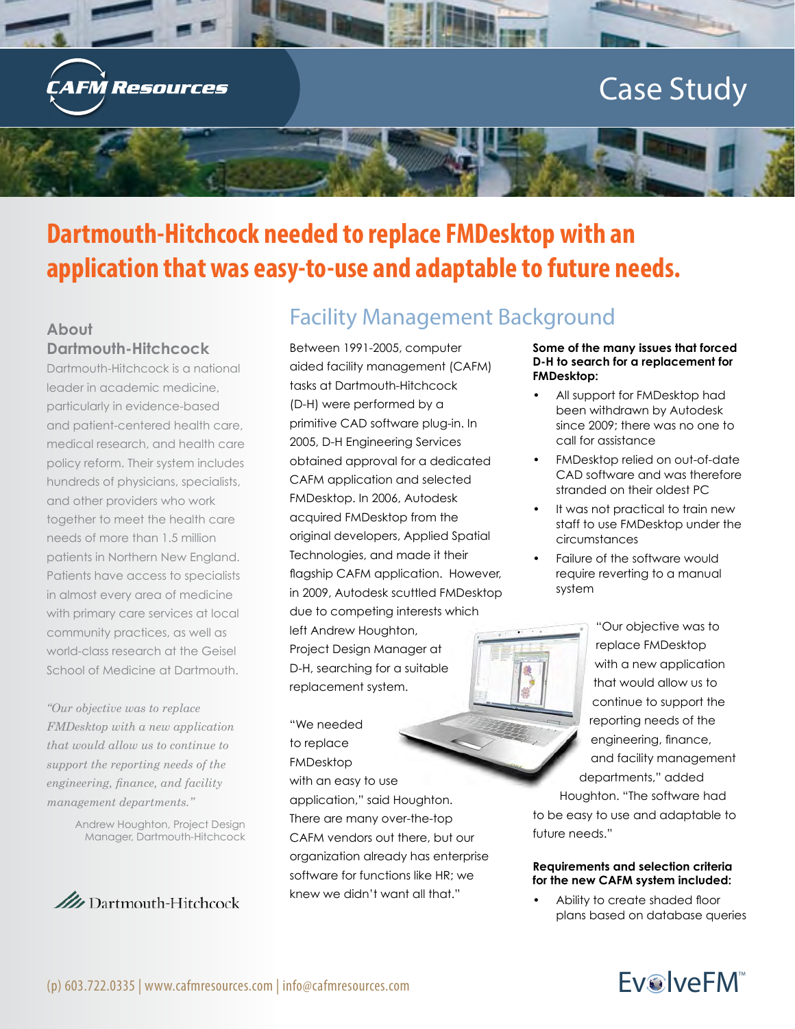# Case Study

## Dartmouth-Hitchcock needed to replace FMDesktop with an application that was easy-to-use and adaptable to future needs.

### About Dartmouth-Hitchcock

Dartmouth-Hitchcock is a national leader in academic medicine, particularly in evidence-based and patient-centered health care, medical research, and health care policy reform. Their system includes hundreds of physicians, specialists, and other providers who work together to meet the health care needs of more than 1.5 million patients in Northern New England. Patients have access to specialists in almost every area of medicine with primary care services at local community practices, as well as world-class research at the Geisel School of Medicine at Dartmouth.

*"Our objective was to replace FMDesktop with a new application that would allow us to continue to support the reporting needs of the engineering, finance, and facility management departments."*

Andrew Houghton, Project Design Manager, Dartmouth-Hitchcock

## Facility Management Background

Between 1991-2005, computer aided facility management (CAFM) tasks at Dartmouth-Hitchcock (D-H) were performed by a primitive CAD software plug-in. In 2005, D-H Engineering Services obtained approval for a dedicated CAFM application and selected FMDesktop. In 2006, Autodesk acquired FMDesktop from the original developers, Applied Spatial Technologies, and made it their flagship CAFM application. However, in 2009, Autodesk scuttled FMDesktop due to competing interests which left Andrew Houghton, Project Design Manager at D-H, searching for a suitable replacement system.

"We needed to replace FMDesktop with an easy to use application," said Houghton. There are many over-the-top CAFM vendors out there, but our organization already has enterprise software for functions like HR; we knew we didn't want all that."

**Some of the many issues that forced D-H to search for a replacement for FMDesktop:**

- All support for FMDesktop had been withdrawn by Autodesk since 2009; there was no one to call for assistance
- FMDesktop relied on out-of-date CAD software and was therefore stranded on their oldest PC
- It was not practical to train new staff to use FMDesktop under the circumstances
- Failure of the software would require reverting to a manual system

"Our objective was to replace FMDesktop with a new application that would allow us to continue to support the reporting needs of the engineering, finance, and facility management departments," added Houghton. "The software had to be easy to use and adaptable to future needs."

**Requirements and selection criteria for the new CAFM system included:**

- Ability to create shaded floor plans based on database queries

(p) 603.722.0335 | www.cafmresources.com | info@cafmresources.com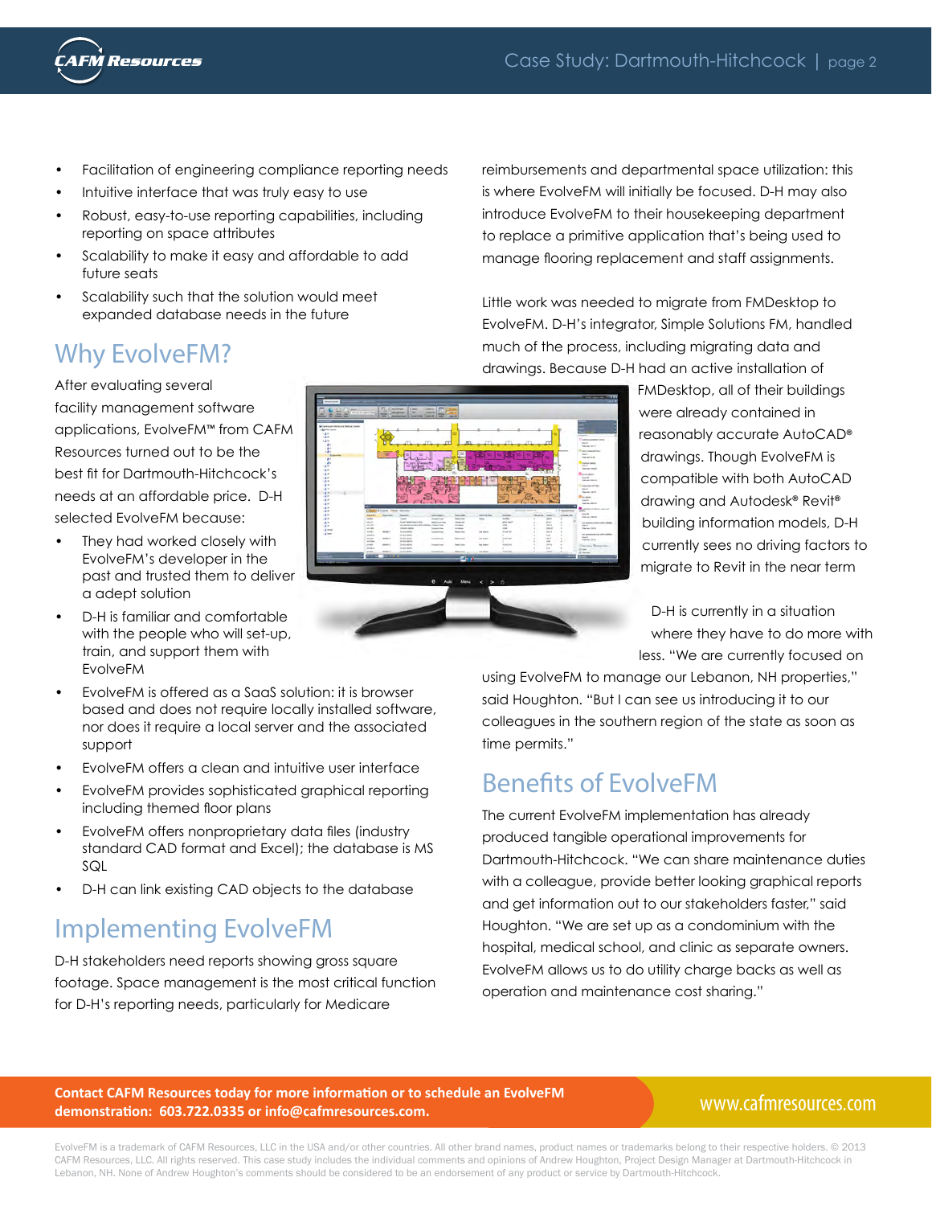- Facilitation of engineering compliance reporting needs
- Intuitive interface that was truly easy to use
- Robust, easy-to-use reporting capabilities, including reporting on space attributes
- Scalability to make it easy and affordable to add future seats
- Scalability such that the solution would meet expanded database needs in the future

## Why EvolveFM?

After evaluating several facility management software applications, EvolveFM™ from CAFM Resources turned out to be the best fit for Dartmouth-Hitchcock's needs at an affordable price. D-H selected EvolveFM because:

- They had worked closely with EvolveFM's developer in the past and trusted them to deliver a adept solution
- D-H is familiar and comfortable with the people who will set-up, train, and support them with EvolveFM
- EvolveFM is offered as a SaaS solution: it is browser based and does not require locally installed software, nor does it require a local server and the associated support
- EvolveFM offers a clean and intuitive user interface
- EvolveFM provides sophisticated graphical reporting including themed floor plans
- EvolveFM offers nonproprietary data files (industry standard CAD format and Excel); the database is MS SQL
- D-H can link existing CAD objects to the database

## Implementing EvolveFM

D-H stakeholders need reports showing gross square footage. Space management is the most critical function for D-H's reporting needs, particularly for Medicare reimbursements and departmental space utilization: this is where EvolveFM will initially be focused. D-H may also introduce EvolveFM to their housekeeping department to replace a primitive application that's being used to manage flooring replacement and staff assignments.

Little work was needed to migrate from FMDesktop to EvolveFM. D-H's integrator, Simple Solutions FM, handled much of the process, including migrating data and drawings. Because D-H had an active installation of FMDesktop, all of their buildings were already contained in reasonably accurate AutoCAD® drawings. Though EvolveFM is compatible with both AutoCAD drawing and Autodesk® Revit® building information models, D-H currently sees no driving factors to migrate to Revit in the near term

D-H is currently in a situation where they have to do more with less. "We are currently focused on using EvolveFM to manage our Lebanon, NH properties," said Houghton. "But I can see us introducing it to our colleagues in the southern region of the state as soon as time permits."

## Benefits of EvolveFM

The current EvolveFM implementation has already produced tangible operational improvements for Dartmouth-Hitchcock. "We can share maintenance duties with a colleague, provide better looking graphical reports and get information out to our stakeholders faster," said Houghton. "We are set up as a condominium with the hospital, medical school, and clinic as separate owners. EvolveFM allows us to do utility charge backs as well as operation and maintenance cost sharing."

**Contact CAFM Resources today for more information or to schedule an EvolveFM demonstration: 603.722.0335 or info@cafmresources.com.**

www.cafmresources.com

EvolveFM is a trademark of CAFM Resources, LLC in the USA and/or other countries. All other brand names, product names or trademarks belong to their respective holders. © 2013 CAFM Resources, LLC. All rights reserved. This case study includes the individual comments and opinions of Andrew Houghton, Project Design Manager at Dartmouth-Hitchcock in Lebanon, NH. None of Andrew Houghton's comments should be considered to be an endorsement of any product or service by Dartmouth-Hitchcock.